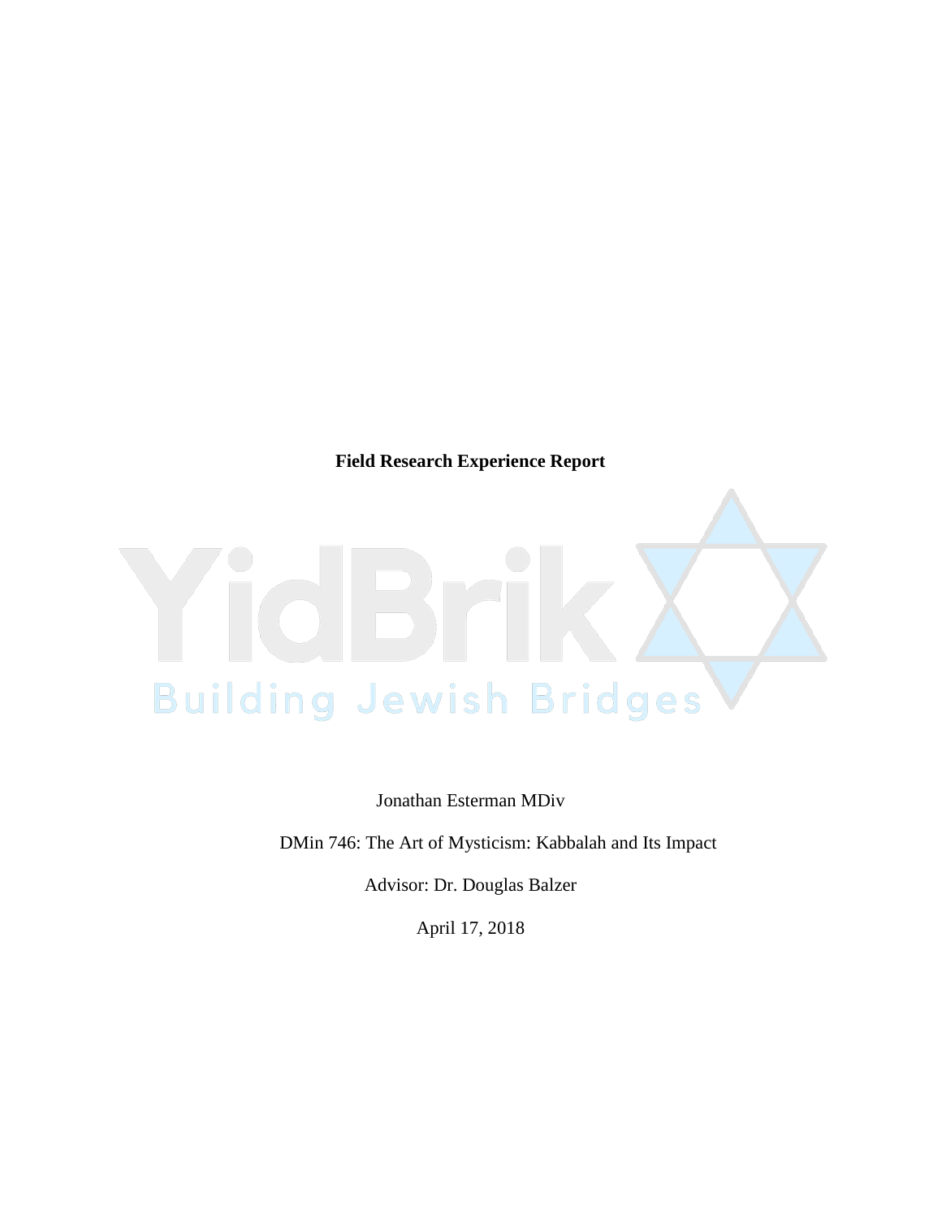**Field Research Experience Report**

YidBrik

Building Jewish Bridges

Jonathan Esterman MDiv

DMin 746: The Art of Mysticism: Kabbalah and Its Impact

Advisor: Dr. Douglas Balzer

April 17, 2018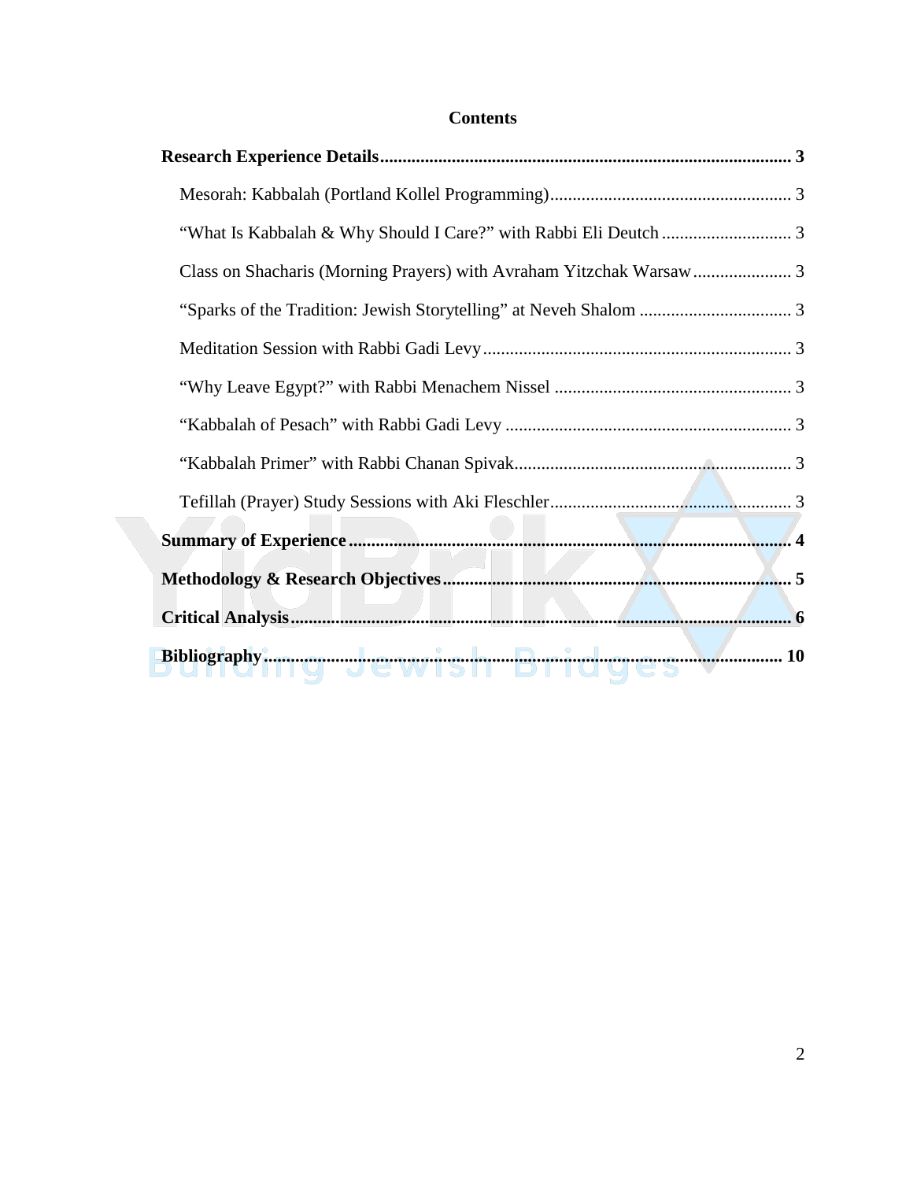# Contents

**Research Experience Details** .......... 3

- Mesorah: Kabbalah (Portland Kollel Programming) .......... 3
- "What Is Kabbalah & Why Should I Care?" with Rabbi Eli Deutch .......... 3
- Class on Shacharis (Morning Prayers) with Avraham Yitzchak Warsaw .......... 3
- "Sparks of the Tradition: Jewish Storytelling" at Neveh Shalom .......... 3
- Meditation Session with Rabbi Gadi Levy .......... 3
- "Why Leave Egypt?" with Rabbi Menachem Nissel .......... 3
- "Kabbalah of Pesach" with Rabbi Gadi Levy .......... 3
- "Kabbalah Primer" with Rabbi Chanan Spivak .......... 3
- Tefillah (Prayer) Study Sessions with Aki Fleschler .......... 3

**Summary of Experience** .......... 4

**Methodology & Research Objectives** .......... 5

**Critical Analysis** .......... 6

**Bibliography** .......... 10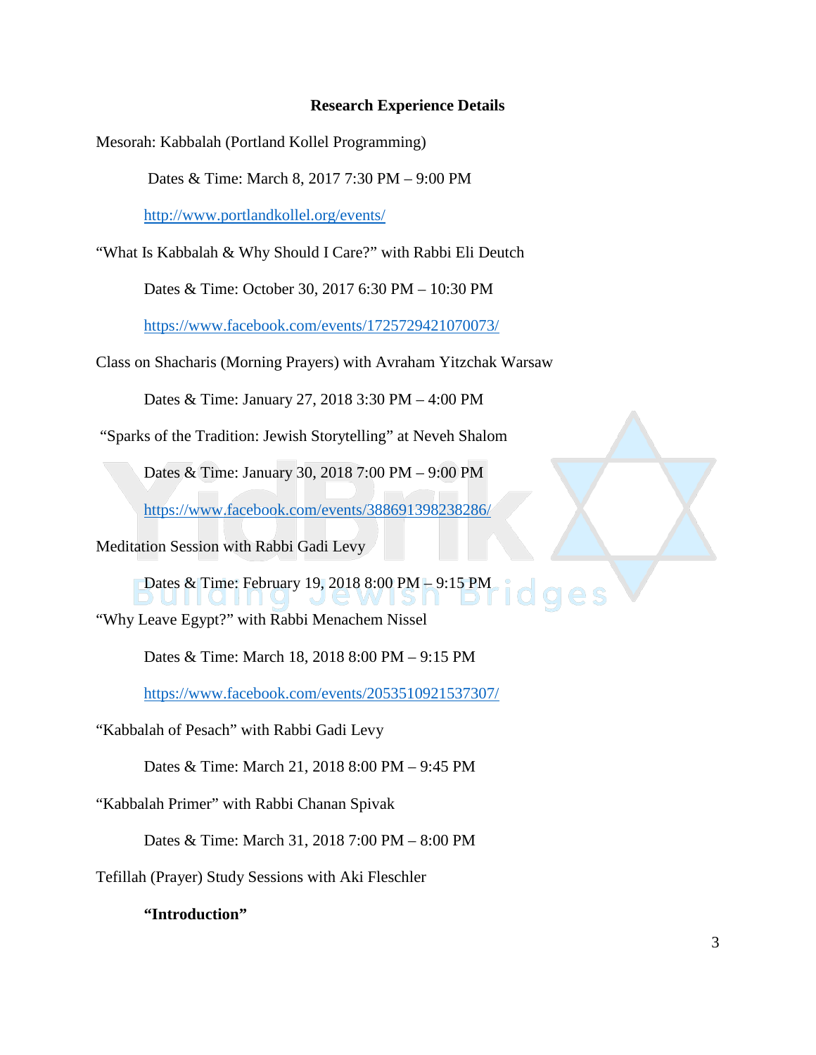## Research Experience Details

Mesorah: Kabbalah (Portland Kollel Programming)

Dates & Time: March 8, 2017 7:30 PM – 9:00 PM

http://www.portlandkollel.org/events/

"What Is Kabbalah & Why Should I Care?" with Rabbi Eli Deutch

Dates & Time: October 30, 2017 6:30 PM – 10:30 PM

https://www.facebook.com/events/1725729421070073/

Class on Shacharis (Morning Prayers) with Avraham Yitzchak Warsaw

Dates & Time: January 27, 2018 3:30 PM – 4:00 PM

"Sparks of the Tradition: Jewish Storytelling" at Neveh Shalom

Dates & Time: January 30, 2018 7:00 PM – 9:00 PM

https://www.facebook.com/events/388691398238286/

Meditation Session with Rabbi Gadi Levy

Dates & Time: February 19, 2018 8:00 PM – 9:15 PM

"Why Leave Egypt?" with Rabbi Menachem Nissel

Dates & Time: March 18, 2018 8:00 PM – 9:15 PM

https://www.facebook.com/events/2053510921537307/

"Kabbalah of Pesach" with Rabbi Gadi Levy

Dates & Time: March 21, 2018 8:00 PM – 9:45 PM

"Kabbalah Primer" with Rabbi Chanan Spivak

Dates & Time: March 31, 2018 7:00 PM – 8:00 PM

Tefillah (Prayer) Study Sessions with Aki Fleschler

**"Introduction"**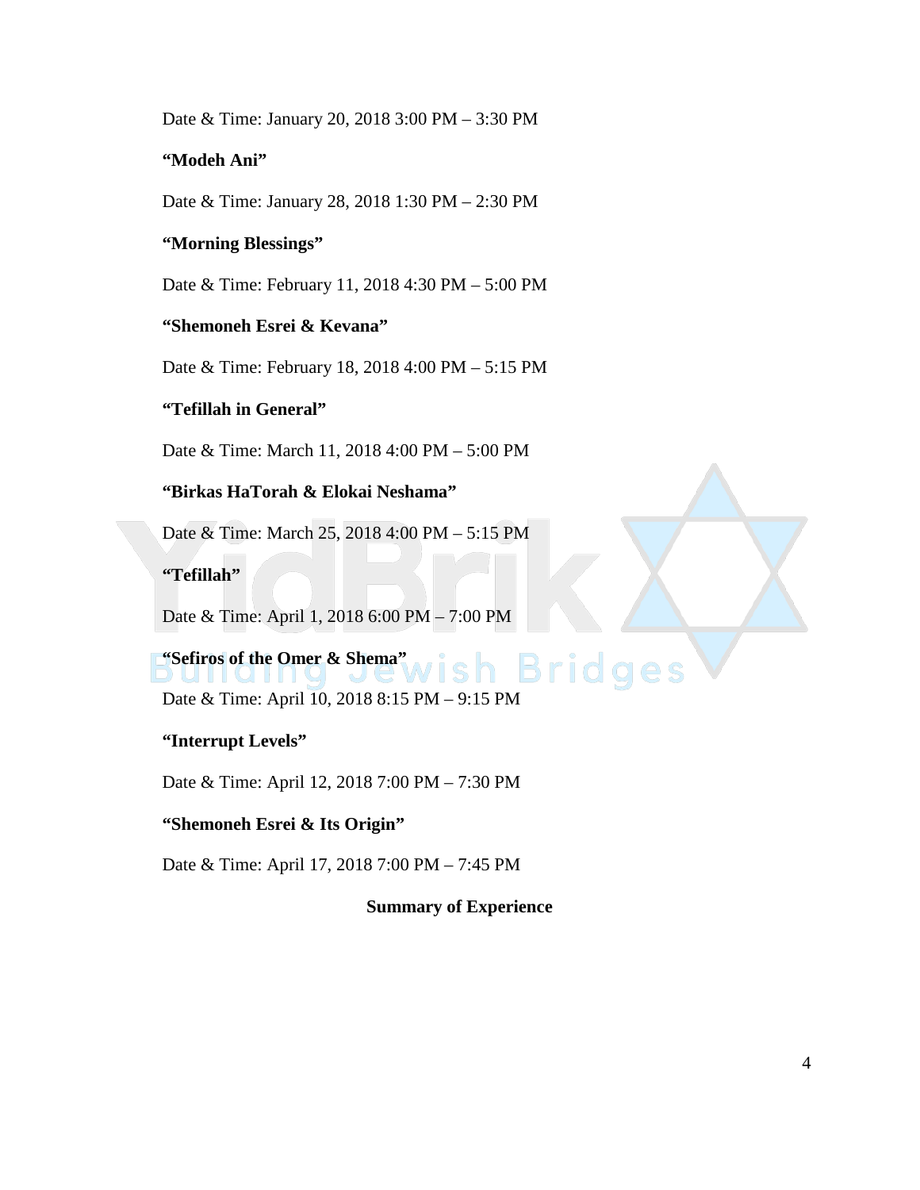Date & Time: January 20, 2018 3:00 PM – 3:30 PM

**"Modeh Ani"**

Date & Time: January 28, 2018 1:30 PM – 2:30 PM

**"Morning Blessings"**

Date & Time: February 11, 2018 4:30 PM – 5:00 PM

**"Shemoneh Esrei & Kevana"**

Date & Time: February 18, 2018 4:00 PM – 5:15 PM

**"Tefillah in General"**

Date & Time: March 11, 2018 4:00 PM – 5:00 PM

**"Birkas HaTorah & Elokai Neshama"**

Date & Time: March 25, 2018 4:00 PM – 5:15 PM

**"Tefillah"**

Date & Time: April 1, 2018 6:00 PM – 7:00 PM

**"Sefiros of the Omer & Shema"**

Date & Time: April 10, 2018 8:15 PM – 9:15 PM

**"Interrupt Levels"**

Date & Time: April 12, 2018 7:00 PM – 7:30 PM

**"Shemoneh Esrei & Its Origin"**

Date & Time: April 17, 2018 7:00 PM – 7:45 PM

## Summary of Experience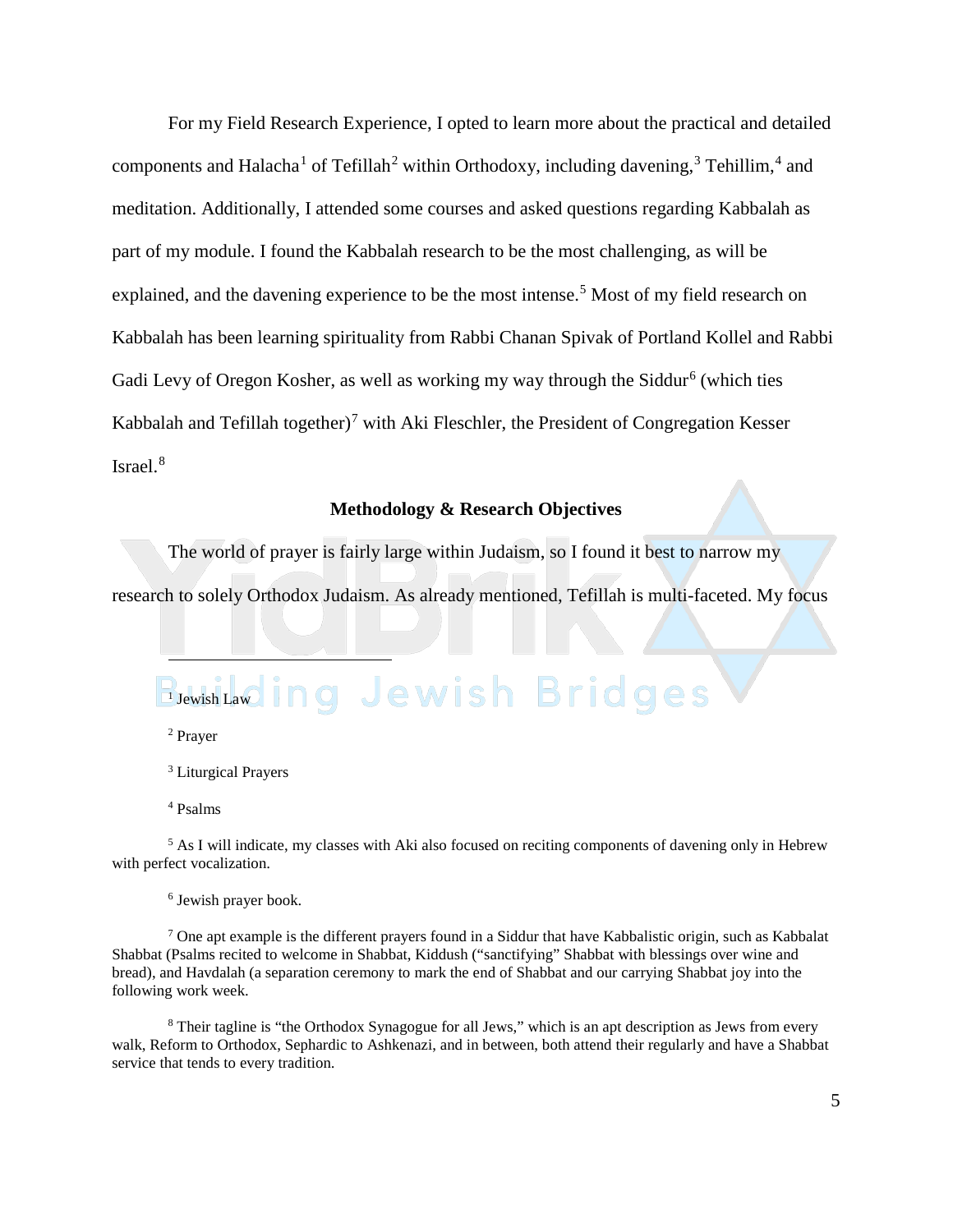For my Field Research Experience, I opted to learn more about the practical and detailed components and Halacha[1] of Tefillah[2] within Orthodoxy, including davening,[3] Tehillim,[4] and meditation. Additionally, I attended some courses and asked questions regarding Kabbalah as part of my module. I found the Kabbalah research to be the most challenging, as will be explained, and the davening experience to be the most intense.[5] Most of my field research on Kabbalah has been learning spirituality from Rabbi Chanan Spivak of Portland Kollel and Rabbi Gadi Levy of Oregon Kosher, as well as working my way through the Siddur[6] (which ties Kabbalah and Tefillah together)[7] with Aki Fleschler, the President of Congregation Kesser Israel.[8]

### Methodology & Research Objectives

The world of prayer is fairly large within Judaism, so I found it best to narrow my research to solely Orthodox Judaism. As already mentioned, Tefillah is multi-faceted. My focus

---

[1] Jewish Law

[2] Prayer

[3] Liturgical Prayers

[4] Psalms

[5] As I will indicate, my classes with Aki also focused on reciting components of davening only in Hebrew with perfect vocalization.

[6] Jewish prayer book.

[7] One apt example is the different prayers found in a Siddur that have Kabbalistic origin, such as Kabbalat Shabbat (Psalms recited to welcome in Shabbat, Kiddush ("sanctifying" Shabbat with blessings over wine and bread), and Havdalah (a separation ceremony to mark the end of Shabbat and our carrying Shabbat joy into the following work week.

[8] Their tagline is "the Orthodox Synagogue for all Jews," which is an apt description as Jews from every walk, Reform to Orthodox, Sephardic to Ashkenazi, and in between, both attend their regularly and have a Shabbat service that tends to every tradition.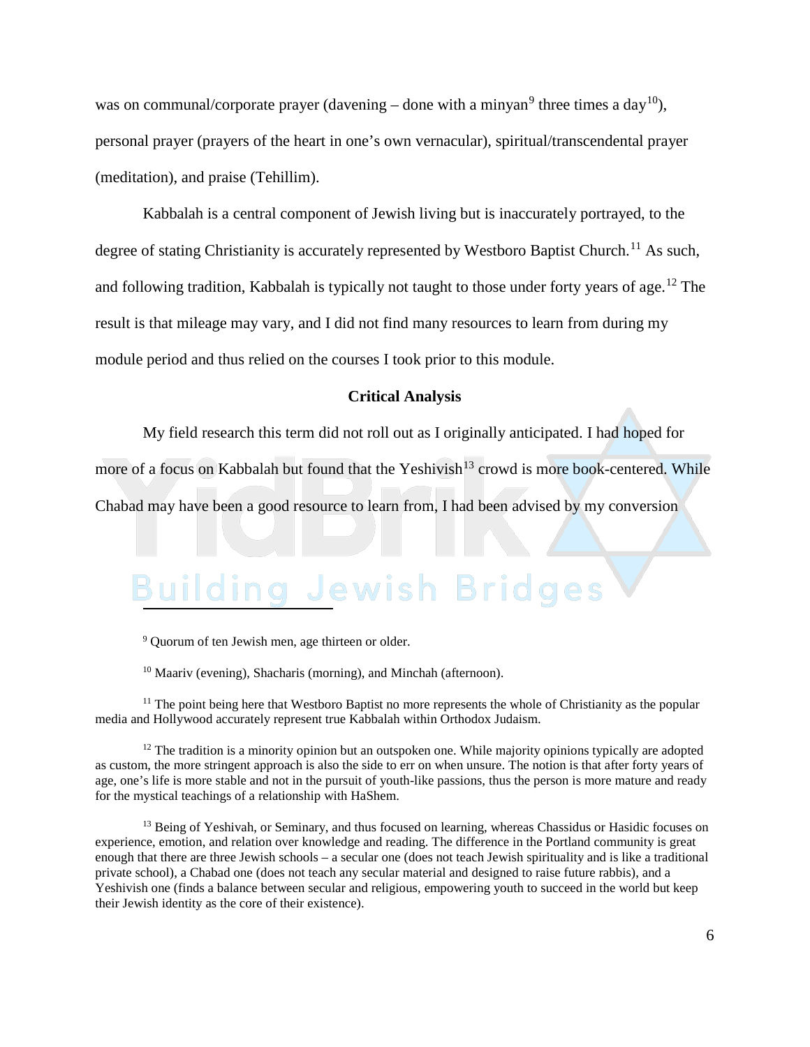was on communal/corporate prayer (davening – done with a minyan[9] three times a day[10]), personal prayer (prayers of the heart in one's own vernacular), spiritual/transcendental prayer (meditation), and praise (Tehillim).

Kabbalah is a central component of Jewish living but is inaccurately portrayed, to the degree of stating Christianity is accurately represented by Westboro Baptist Church.[11] As such, and following tradition, Kabbalah is typically not taught to those under forty years of age.[12] The result is that mileage may vary, and I did not find many resources to learn from during my module period and thus relied on the courses I took prior to this module.

**Critical Analysis**

My field research this term did not roll out as I originally anticipated. I had hoped for more of a focus on Kabbalah but found that the Yeshivish[13] crowd is more book-centered. While Chabad may have been a good resource to learn from, I had been advised by my conversion

---

[9] Quorum of ten Jewish men, age thirteen or older.

[10] Maariv (evening), Shacharis (morning), and Minchah (afternoon).

[11] The point being here that Westboro Baptist no more represents the whole of Christianity as the popular media and Hollywood accurately represent true Kabbalah within Orthodox Judaism.

[12] The tradition is a minority opinion but an outspoken one. While majority opinions typically are adopted as custom, the more stringent approach is also the side to err on when unsure. The notion is that after forty years of age, one's life is more stable and not in the pursuit of youth-like passions, thus the person is more mature and ready for the mystical teachings of a relationship with HaShem.

[13] Being of Yeshivah, or Seminary, and thus focused on learning, whereas Chassidus or Hasidic focuses on experience, emotion, and relation over knowledge and reading. The difference in the Portland community is great enough that there are three Jewish schools – a secular one (does not teach Jewish spirituality and is like a traditional private school), a Chabad one (does not teach any secular material and designed to raise future rabbis), and a Yeshivish one (finds a balance between secular and religious, empowering youth to succeed in the world but keep their Jewish identity as the core of their existence).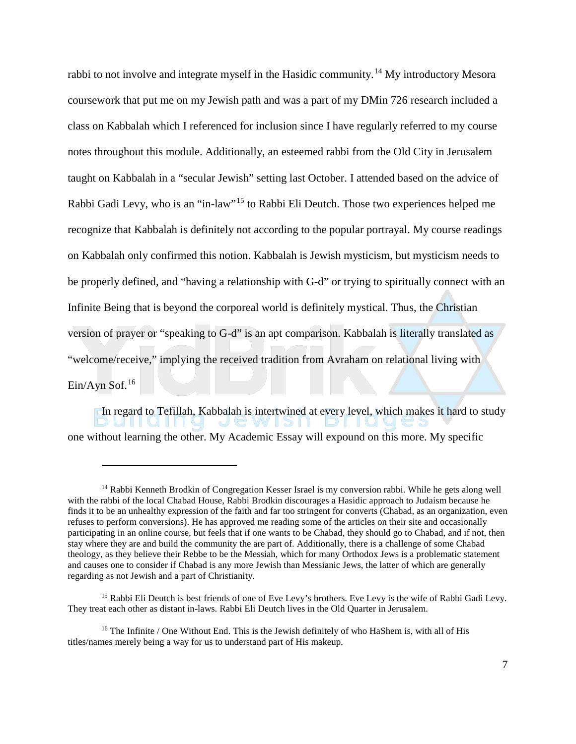rabbi to not involve and integrate myself in the Hasidic community.[14] My introductory Mesora coursework that put me on my Jewish path and was a part of my DMin 726 research included a class on Kabbalah which I referenced for inclusion since I have regularly referred to my course notes throughout this module. Additionally, an esteemed rabbi from the Old City in Jerusalem taught on Kabbalah in a "secular Jewish" setting last October. I attended based on the advice of Rabbi Gadi Levy, who is an "in-law"[15] to Rabbi Eli Deutch. Those two experiences helped me recognize that Kabbalah is definitely not according to the popular portrayal. My course readings on Kabbalah only confirmed this notion. Kabbalah is Jewish mysticism, but mysticism needs to be properly defined, and "having a relationship with G-d" or trying to spiritually connect with an Infinite Being that is beyond the corporeal world is definitely mystical. Thus, the Christian version of prayer or "speaking to G-d" is an apt comparison. Kabbalah is literally translated as "welcome/receive," implying the received tradition from Avraham on relational living with Ein/Ayn Sof.[16]

In regard to Tefillah, Kabbalah is intertwined at every level, which makes it hard to study one without learning the other. My Academic Essay will expound on this more. My specific

---

[14] Rabbi Kenneth Brodkin of Congregation Kesser Israel is my conversion rabbi. While he gets along well with the rabbi of the local Chabad House, Rabbi Brodkin discourages a Hasidic approach to Judaism because he finds it to be an unhealthy expression of the faith and far too stringent for converts (Chabad, as an organization, even refuses to perform conversions). He has approved me reading some of the articles on their site and occasionally participating in an online course, but feels that if one wants to be Chabad, they should go to Chabad, and if not, then stay where they are and build the community the are part of. Additionally, there is a challenge of some Chabad theology, as they believe their Rebbe to be the Messiah, which for many Orthodox Jews is a problematic statement and causes one to consider if Chabad is any more Jewish than Messianic Jews, the latter of which are generally regarding as not Jewish and a part of Christianity.

[15] Rabbi Eli Deutch is best friends of one of Eve Levy's brothers. Eve Levy is the wife of Rabbi Gadi Levy. They treat each other as distant in-laws. Rabbi Eli Deutch lives in the Old Quarter in Jerusalem.

[16] The Infinite / One Without End. This is the Jewish definitely of who HaShem is, with all of His titles/names merely being a way for us to understand part of His makeup.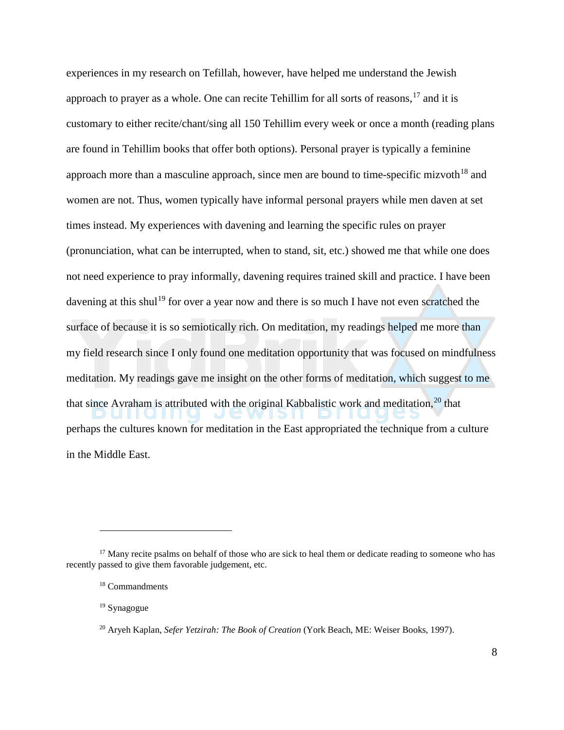experiences in my research on Tefillah, however, have helped me understand the Jewish approach to prayer as a whole. One can recite Tehillim for all sorts of reasons,[17] and it is customary to either recite/chant/sing all 150 Tehillim every week or once a month (reading plans are found in Tehillim books that offer both options). Personal prayer is typically a feminine approach more than a masculine approach, since men are bound to time-specific mizvoth[18] and women are not. Thus, women typically have informal personal prayers while men daven at set times instead. My experiences with davening and learning the specific rules on prayer (pronunciation, what can be interrupted, when to stand, sit, etc.) showed me that while one does not need experience to pray informally, davening requires trained skill and practice. I have been davening at this shul[19] for over a year now and there is so much I have not even scratched the surface of because it is so semiotically rich. On meditation, my readings helped me more than my field research since I only found one meditation opportunity that was focused on mindfulness meditation. My readings gave me insight on the other forms of meditation, which suggest to me that since Avraham is attributed with the original Kabbalistic work and meditation,[20] that perhaps the cultures known for meditation in the East appropriated the technique from a culture in the Middle East.

---

[17] Many recite psalms on behalf of those who are sick to heal them or dedicate reading to someone who has recently passed to give them favorable judgement, etc.

[18] Commandments

[19] Synagogue

[20] Aryeh Kaplan, *Sefer Yetzirah: The Book of Creation* (York Beach, ME: Weiser Books, 1997).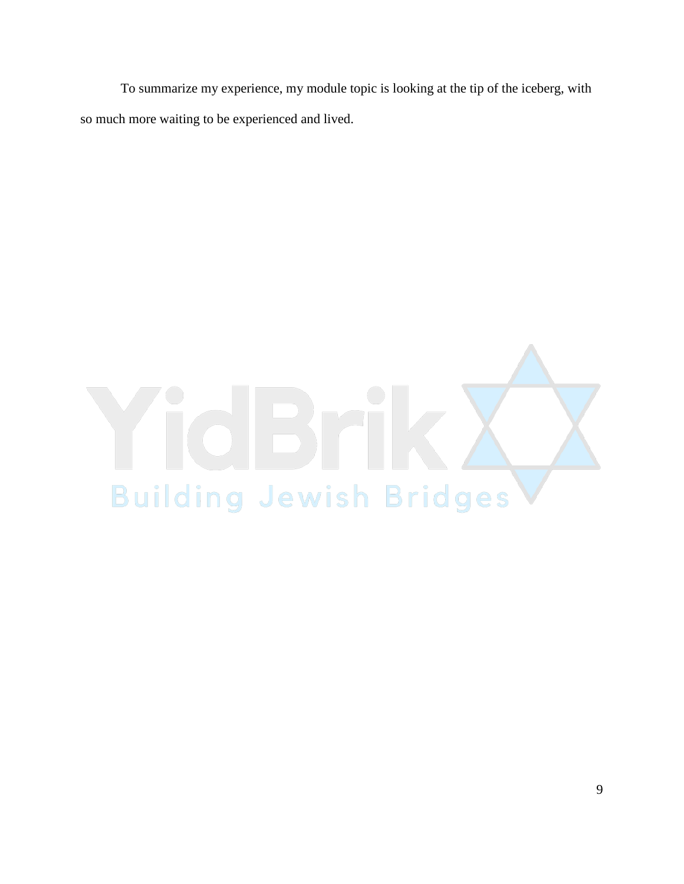To summarize my experience, my module topic is looking at the tip of the iceberg, with so much more waiting to be experienced and lived.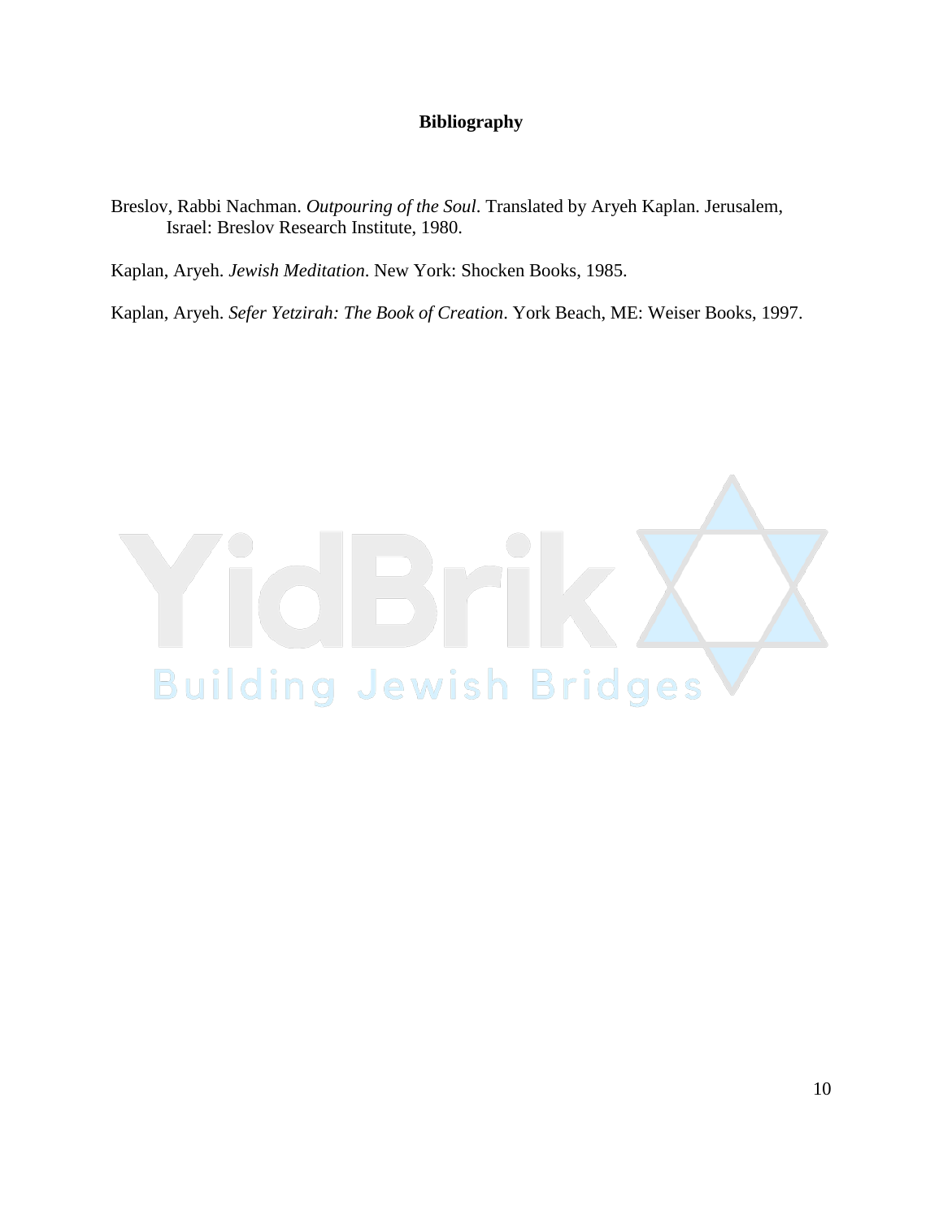# Bibliography

Breslov, Rabbi Nachman. *Outpouring of the Soul*. Translated by Aryeh Kaplan. Jerusalem, Israel: Breslov Research Institute, 1980.

Kaplan, Aryeh. *Jewish Meditation*. New York: Shocken Books, 1985.

Kaplan, Aryeh. *Sefer Yetzirah: The Book of Creation*. York Beach, ME: Weiser Books, 1997.